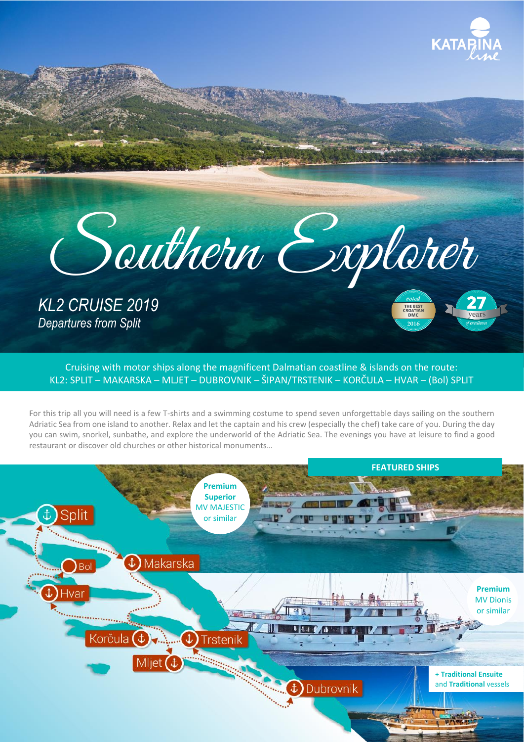KATARINA line

# Southern Explorer

*KL2 CRUISE 2019*
*Departures from Split*

voted THE BEST CROATIAN DMC 2016

27 years of excellence

Cruising with motor ships along the magnificent Dalmatian coastline & islands on the route:
KL2: SPLIT – MAKARSKA – MLJET – DUBROVNIK – ŠIPAN/TRSTENIK – KORČULA – HVAR – (Bol) SPLIT

For this trip all you will need is a few T-shirts and a swimming costume to spend seven unforgettable days sailing on the southern Adriatic Sea from one island to another. Relax and let the captain and his crew (especially the chef) take care of you. During the day you can swim, snorkel, sunbathe, and explore the underworld of the Adriatic Sea. The evenings you have at leisure to find a good restaurant or discover old churches or other historical monuments…

Split – Makarska – Mljet – Dubrovnik – Trstenik – Korčula – Hvar – Bol

## FEATURED SHIPS

**Premium Superior**
MV MAJESTIC
or similar

**Premium**
MV Dionis
or similar

+ **Traditional Ensuite** and **Traditional** vessels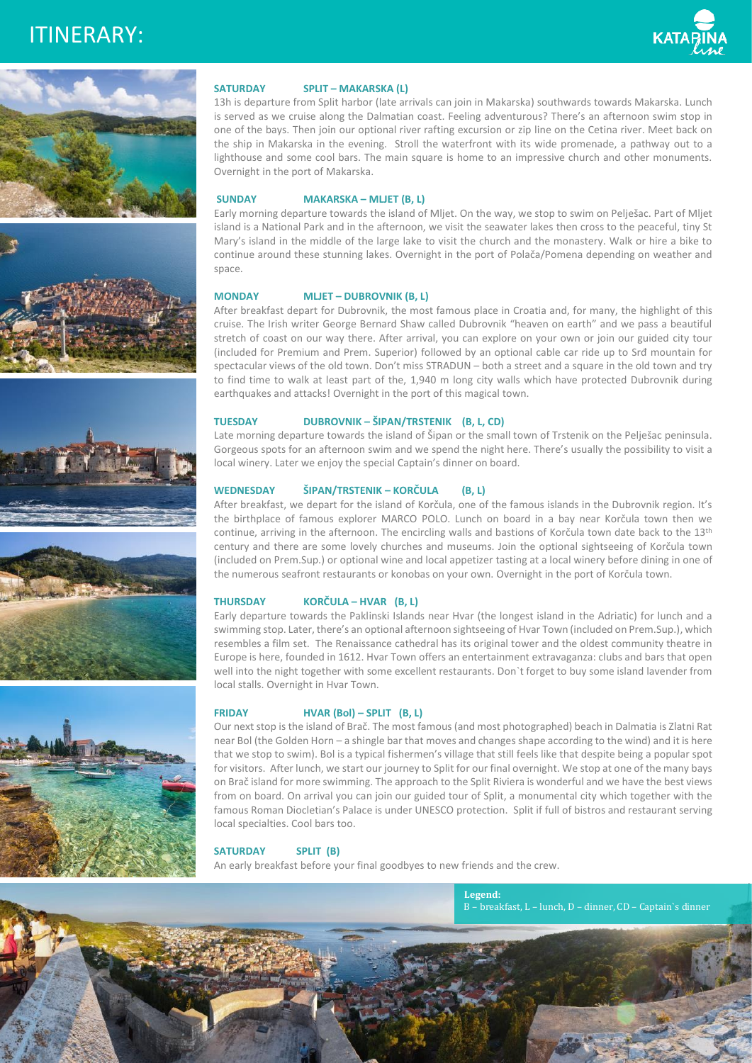# ITINERARY:

**SATURDAY SPLIT – MAKARSKA (L)**

13h is departure from Split harbor (late arrivals can join in Makarska) southwards towards Makarska. Lunch is served as we cruise along the Dalmatian coast. Feeling adventurous? There's an afternoon swim stop in one of the bays. Then join our optional river rafting excursion or zip line on the Cetina river. Meet back on the ship in Makarska in the evening. Stroll the waterfront with its wide promenade, a pathway out to a lighthouse and some cool bars. The main square is home to an impressive church and other monuments. Overnight in the port of Makarska.

**SUNDAY MAKARSKA – MLJET (B, L)**

Early morning departure towards the island of Mljet. On the way, we stop to swim on Pelješac. Part of Mljet island is a National Park and in the afternoon, we visit the seawater lakes then cross to the peaceful, tiny St Mary's island in the middle of the large lake to visit the church and the monastery. Walk or hire a bike to continue around these stunning lakes. Overnight in the port of Polača/Pomena depending on weather and space.

**MONDAY MLJET – DUBROVNIK (B, L)**

After breakfast depart for Dubrovnik, the most famous place in Croatia and, for many, the highlight of this cruise. The Irish writer George Bernard Shaw called Dubrovnik "heaven on earth" and we pass a beautiful stretch of coast on our way there. After arrival, you can explore on your own or join our guided city tour (included for Premium and Prem. Superior) followed by an optional cable car ride up to Srđ mountain for spectacular views of the old town. Don't miss STRADUN – both a street and a square in the old town and try to find time to walk at least part of the, 1,940 m long city walls which have protected Dubrovnik during earthquakes and attacks! Overnight in the port of this magical town.

**TUESDAY DUBROVNIK – ŠIPAN/TRSTENIK (B, L, CD)**

Late morning departure towards the island of Šipan or the small town of Trstenik on the Pelješac peninsula. Gorgeous spots for an afternoon swim and we spend the night here. There's usually the possibility to visit a local winery. Later we enjoy the special Captain's dinner on board.

**WEDNESDAY ŠIPAN/TRSTENIK – KORČULA (B, L)**

After breakfast, we depart for the island of Korčula, one of the famous islands in the Dubrovnik region. It's the birthplace of famous explorer MARCO POLO. Lunch on board in a bay near Korčula town then we continue, arriving in the afternoon. The encircling walls and bastions of Korčula town date back to the 13th century and there are some lovely churches and museums. Join the optional sightseeing of Korčula town (included on Prem.Sup.) or optional wine and local appetizer tasting at a local winery before dining in one of the numerous seafront restaurants or konobas on your own. Overnight in the port of Korčula town.

**THURSDAY KORČULA – HVAR (B, L)**

Early departure towards the Paklinski Islands near Hvar (the longest island in the Adriatic) for lunch and a swimming stop. Later, there's an optional afternoon sightseeing of Hvar Town (included on Prem.Sup.), which resembles a film set. The Renaissance cathedral has its original tower and the oldest community theatre in Europe is here, founded in 1612. Hvar Town offers an entertainment extravaganza: clubs and bars that open well into the night together with some excellent restaurants. Don`t forget to buy some island lavender from local stalls. Overnight in Hvar Town.

**FRIDAY HVAR (Bol) – SPLIT (B, L)**

Our next stop is the island of Brač. The most famous (and most photographed) beach in Dalmatia is Zlatni Rat near Bol (the Golden Horn – a shingle bar that moves and changes shape according to the wind) and it is here that we stop to swim). Bol is a typical fishermen's village that still feels like that despite being a popular spot for visitors. After lunch, we start our journey to Split for our final overnight. We stop at one of the many bays on Brač island for more swimming. The approach to the Split Riviera is wonderful and we have the best views from on board. On arrival you can join our guided tour of Split, a monumental city which together with the famous Roman Diocletian's Palace is under UNESCO protection. Split if full of bistros and restaurant serving local specialties. Cool bars too.

**SATURDAY SPLIT (B)**

An early breakfast before your final goodbyes to new friends and the crew.

**Legend:**
B – breakfast, L – lunch, D – dinner, CD – Captain`s dinner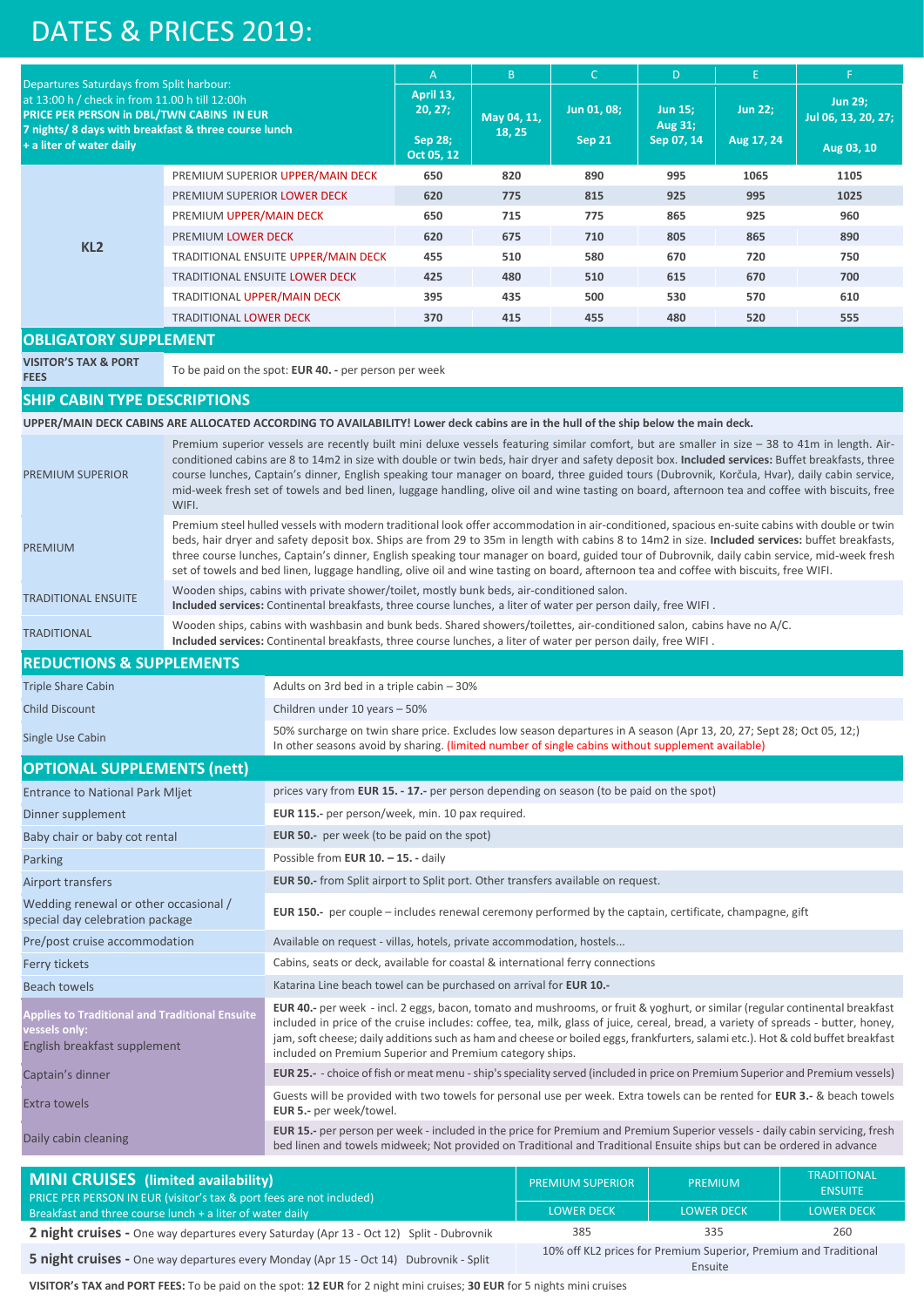# DATES & PRICES 2019:

| Departures Saturdays from Split harbour: at 13:00 h / check in from 11.00 h till 12:00h **PRICE PER PERSON in DBL/TWN CABINS IN EUR 7 nights/ 8 days with breakfast & three course lunch + a liter of water daily** | | A | B | C | D | E | F |
|---|---|---|---|---|---|---|---|
| | | **April 13, 20, 27; Sep 28; Oct 05, 12** | **May 04, 11, 18, 25** | **Jun 01, 08; Sep 21** | **Jun 15; Aug 31; Sep 07, 14** | **Jun 22; Aug 17, 24** | **Jun 29; Jul 06, 13, 20, 27; Aug 03, 10** |
| **KL2** | PREMIUM SUPERIOR UPPER/MAIN DECK | 650 | 820 | 890 | 995 | 1065 | 1105 |
| | PREMIUM SUPERIOR LOWER DECK | 620 | 775 | 815 | 925 | 995 | 1025 |
| | PREMIUM UPPER/MAIN DECK | 650 | 715 | 775 | 865 | 925 | 960 |
| | PREMIUM LOWER DECK | 620 | 675 | 710 | 805 | 865 | 890 |
| | TRADITIONAL ENSUITE UPPER/MAIN DECK | 455 | 510 | 580 | 670 | 720 | 750 |
| | TRADITIONAL ENSUITE LOWER DECK | 425 | 480 | 510 | 615 | 670 | 700 |
| | TRADITIONAL UPPER/MAIN DECK | 395 | 435 | 500 | 530 | 570 | 610 |
| | TRADITIONAL LOWER DECK | 370 | 415 | 455 | 480 | 520 | 555 |

## OBLIGATORY SUPPLEMENT

| | |
|---|---|
| **VISITOR'S TAX & PORT FEES** | To be paid on the spot: **EUR 40. -** per person per week |

## SHIP CABIN TYPE DESCRIPTIONS

**UPPER/MAIN DECK CABINS ARE ALLOCATED ACCORDING TO AVAILABILITY! Lower deck cabins are in the hull of the ship below the main deck.**

| | |
|---|---|
| PREMIUM SUPERIOR | Premium superior vessels are recently built mini deluxe vessels featuring similar comfort, but are smaller in size – 38 to 41m in length. Air-conditioned cabins are 8 to 14m2 in size with double or twin beds, hair dryer and safety deposit box. **Included services:** Buffet breakfasts, three course lunches, Captain's dinner, English speaking tour manager on board, three guided tours (Dubrovnik, Korčula, Hvar), daily cabin service, mid-week fresh set of towels and bed linen, luggage handling, olive oil and wine tasting on board, afternoon tea and coffee with biscuits, free WIFI. |
| PREMIUM | Premium steel hulled vessels with modern traditional look offer accommodation in air-conditioned, spacious en-suite cabins with double or twin beds, hair dryer and safety deposit box. Ships are from 29 to 35m in length with cabins 8 to 14m2 in size. **Included services:** buffet breakfasts, three course lunches, Captain's dinner, English speaking tour manager on board, guided tour of Dubrovnik, daily cabin service, mid-week fresh set of towels and bed linen, luggage handling, olive oil and wine tasting on board, afternoon tea and coffee with biscuits, free WIFI. |
| TRADITIONAL ENSUITE | Wooden ships, cabins with private shower/toilet, mostly bunk beds, air-conditioned salon. **Included services:** Continental breakfasts, three course lunches, a liter of water per person daily, free WIFI . |
| TRADITIONAL | Wooden ships, cabins with washbasin and bunk beds. Shared showers/toilettes, air-conditioned salon, cabins have no A/C. **Included services:** Continental breakfasts, three course lunches, a liter of water per person daily, free WIFI . |

## REDUCTIONS & SUPPLEMENTS

| | |
|---|---|
| Triple Share Cabin | Adults on 3rd bed in a triple cabin – 30% |
| Child Discount | Children under 10 years – 50% |
| Single Use Cabin | 50% surcharge on twin share price. Excludes low season departures in A season (Apr 13, 20, 27; Sept 28; Oct 05, 12;) In other seasons avoid by sharing. (limited number of single cabins without supplement available) |

## OPTIONAL SUPPLEMENTS (nett)

| | |
|---|---|
| Entrance to National Park Mljet | prices vary from **EUR 15. - 17.-** per person depending on season (to be paid on the spot) |
| Dinner supplement | **EUR 115.-** per person/week, min. 10 pax required. |
| Baby chair or baby cot rental | **EUR 50.-** per week (to be paid on the spot) |
| Parking | Possible from **EUR 10. – 15. -** daily |
| Airport transfers | **EUR 50.-** from Split airport to Split port. Other transfers available on request. |
| Wedding renewal or other occasional / special day celebration package | **EUR 150.-** per couple – includes renewal ceremony performed by the captain, certificate, champagne, gift |
| Pre/post cruise accommodation | Available on request - villas, hotels, private accommodation, hostels... |
| Ferry tickets | Cabins, seats or deck, available for coastal & international ferry connections |
| Beach towels | Katarina Line beach towel can be purchased on arrival for **EUR 10.-** |
| **Applies to Traditional and Traditional Ensuite vessels only:** English breakfast supplement | **EUR 40.-** per week - incl. 2 eggs, bacon, tomato and mushrooms, or fruit & yoghurt, or similar (regular continental breakfast included in price of the cruise includes: coffee, tea, milk, glass of juice, cereal, bread, a variety of spreads - butter, honey, jam, soft cheese; daily additions such as ham and cheese or boiled eggs, frankfurters, salami etc.). Hot & cold buffet breakfast included on Premium Superior and Premium category ships. |
| Captain's dinner | **EUR 25.-** - choice of fish or meat menu - ship's speciality served (included in price on Premium Superior and Premium vessels) |
| Extra towels | Guests will be provided with two towels for personal use per week. Extra towels can be rented for **EUR 3.-** & beach towels **EUR 5.-** per week/towel. |
| Daily cabin cleaning | **EUR 15.-** per person per week - included in the price for Premium and Premium Superior vessels - daily cabin servicing, fresh bed linen and towels midweek; Not provided on Traditional and Traditional Ensuite ships but can be ordered in advance |

## MINI CRUISES (limited availability)

| **MINI CRUISES (limited availability)** PRICE PER PERSON IN EUR (visitor's tax & port fees are not included) Breakfast and three course lunch + a liter of water daily | PREMIUM SUPERIOR | PREMIUM | TRADITIONAL ENSUITE |
|---|---|---|---|
| | LOWER DECK | LOWER DECK | LOWER DECK |
| **2 night cruises -** One way departures every Saturday (Apr 13 - Oct 12) Split - Dubrovnik | 385 | 335 | 260 |
| **5 night cruises -** One way departures every Monday (Apr 15 - Oct 14) Dubrovnik - Split | 10% off KL2 prices for Premium Superior, Premium and Traditional Ensuite | | |

**VISITOR's TAX and PORT FEES:** To be paid on the spot: **12 EUR** for 2 night mini cruises; **30 EUR** for 5 nights mini cruises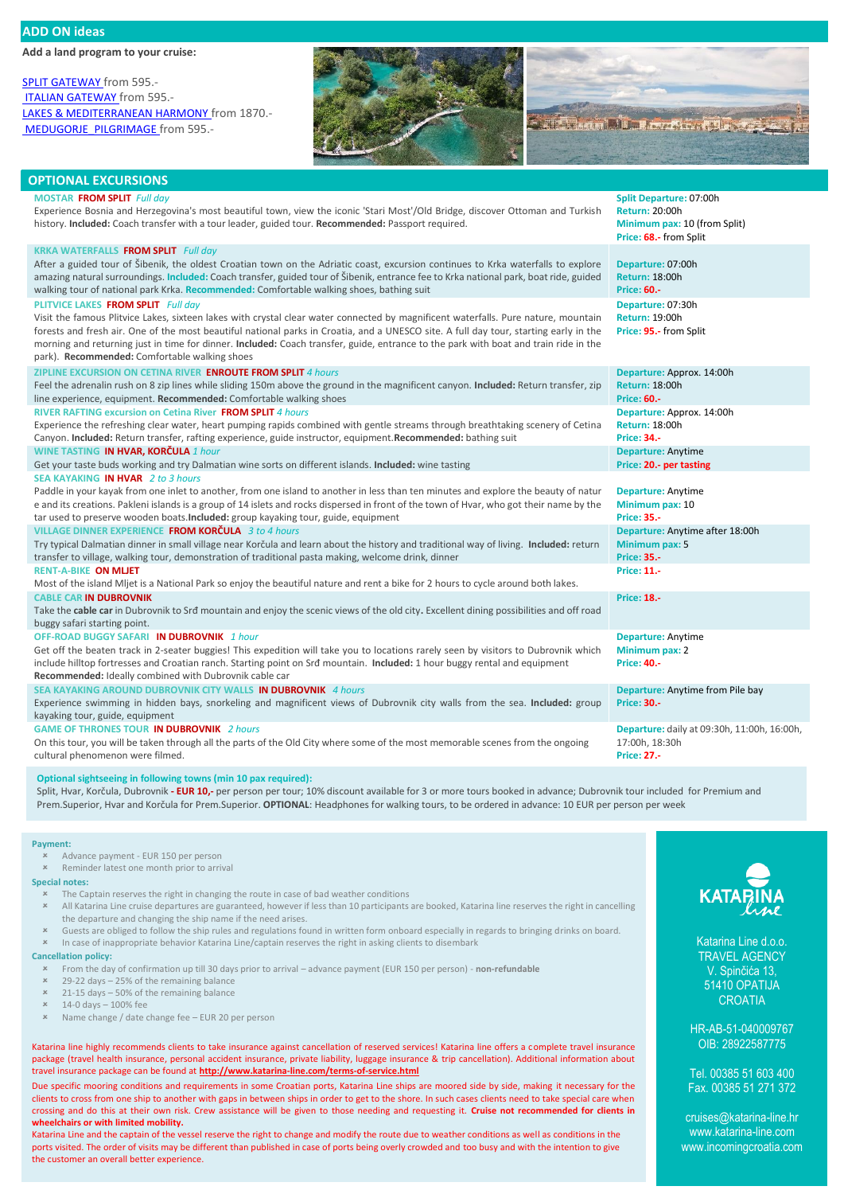## ADD ON ideas

**Add a land program to your cruise:**

SPLIT GATEWAY from 595.-
ITALIAN GATEWAY from 595.-
LAKES & MEDITERRANEAN HARMONY from 1870.-
MEDUGORJE PILGRIMAGE from 595.-

## OPTIONAL EXCURSIONS

| | |
|---|---|
| **MOSTAR FROM SPLIT** *Full day*<br>Experience Bosnia and Herzegovina's most beautiful town, view the iconic 'Stari Most'/Old Bridge, discover Ottoman and Turkish history. **Included:** Coach transfer with a tour leader, guided tour. **Recommended:** Passport required. | **Split Departure:** 07:00h<br>**Return:** 20:00h<br>**Minimum pax:** 10 (from Split)<br>**Price: 68.-** from Split |
| **KRKA WATERFALLS FROM SPLIT** *Full day*<br>After a guided tour of Šibenik, the oldest Croatian town on the Adriatic coast, excursion continues to Krka waterfalls to explore amazing natural surroundings. **Included:** Coach transfer, guided tour of Šibenik, entrance fee to Krka national park, boat ride, guided walking tour of national park Krka. **Recommended:** Comfortable walking shoes, bathing suit | **Departure:** 07:00h<br>**Return:** 18:00h<br>**Price: 60.-** |
| **PLITVICE LAKES FROM SPLIT** *Full day*<br>Visit the famous Plitvice Lakes, sixteen lakes with crystal clear water connected by magnificent waterfalls. Pure nature, mountain forests and fresh air. One of the most beautiful national parks in Croatia, and a UNESCO site. A full day tour, starting early in the morning and returning just in time for dinner. **Included:** Coach transfer, guide, entrance to the park with boat and train ride in the park). **Recommended:** Comfortable walking shoes | **Departure:** 07:30h<br>**Return:** 19:00h<br>**Price: 95.-** from Split |
| **ZIPLINE EXCURSION ON CETINA RIVER ENROUTE FROM SPLIT** *4 hours*<br>Feel the adrenalin rush on 8 zip lines while sliding 150m above the ground in the magnificent canyon. **Included:** Return transfer, zip line experience, equipment. **Recommended:** Comfortable walking shoes | **Departure:** Approx. 14:00h<br>**Return:** 18:00h<br>**Price: 60.-** |
| **RIVER RAFTING excursion on Cetina River FROM SPLIT** *4 hours*<br>Experience the refreshing clear water, heart pumping rapids combined with gentle streams through breathtaking scenery of Cetina Canyon. **Included:** Return transfer, rafting experience, guide instructor, equipment. **Recommended:** bathing suit | **Departure:** Approx. 14:00h<br>**Return:** 18:00h<br>**Price: 34.-** |
| **WINE TASTING IN HVAR, KORČULA** *1 hour*<br>Get your taste buds working and try Dalmatian wine sorts on different islands. **Included:** wine tasting | **Departure:** Anytime<br>**Price: 20.- per tasting** |
| **SEA KAYAKING IN HVAR** *2 to 3 hours*<br>Paddle in your kayak from one inlet to another, from one island to another in less than ten minutes and explore the beauty of nature and its creations. Pakleni islands is a group of 14 islets and rocks dispersed in front of the town of Hvar, who got their name by the tar used to preserve wooden boats. **Included:** group kayaking tour, guide, equipment | **Departure:** Anytime<br>**Minimum pax:** 10<br>**Price: 35.-** |
| **VILLAGE DINNER EXPERIENCE FROM KORČULA** *3 to 4 hours*<br>Try typical Dalmatian dinner in small village near Korčula and learn about the history and traditional way of living. **Included:** return transfer to village, walking tour, demonstration of traditional pasta making, welcome drink, dinner | **Departure:** Anytime after 18:00h<br>**Minimum pax:** 5<br>**Price: 35.-** |
| **RENT-A-BIKE ON MLJET**<br>Most of the island Mljet is a National Park so enjoy the beautiful nature and rent a bike for 2 hours to cycle around both lakes. | **Price: 11.-** |
| **CABLE CAR IN DUBROVNIK**<br>Take the **cable car** in Dubrovnik to Srđ mountain and enjoy the scenic views of the old city. Excellent dining possibilities and off road buggy safari starting point. | **Price: 18.-** |
| **OFF-ROAD BUGGY SAFARI IN DUBROVNIK** *1 hour*<br>Get off the beaten track in 2-seater buggies! This expedition will take you to locations rarely seen by visitors to Dubrovnik which include hilltop fortresses and Croatian ranch. Starting point on Srđ mountain. **Included:** 1 hour buggy rental and equipment **Recommended:** Ideally combined with Dubrovnik cable car | **Departure:** Anytime<br>**Minimum pax:** 2<br>**Price: 40.-** |
| **SEA KAYAKING AROUND DUBROVNIK CITY WALLS IN DUBROVNIK** *4 hours*<br>Experience swimming in hidden bays, snorkeling and magnificent views of Dubrovnik city walls from the sea. **Included:** group kayaking tour, guide, equipment | **Departure:** Anytime from Pile bay<br>**Price: 30.-** |
| **GAME OF THRONES TOUR IN DUBROVNIK** *2 hours*<br>On this tour, you will be taken through all the parts of the Old City where some of the most memorable scenes from the ongoing cultural phenomenon were filmed. | **Departure:** daily at 09:30h, 11:00h, 16:00h, 17:00h, 18:30h<br>**Price: 27.-** |

**Optional sightseeing in following towns (min 10 pax required):**
Split, Hvar, Korčula, Dubrovnik **- EUR 10,-** per person per tour; 10% discount available for 3 or more tours booked in advance; Dubrovnik tour included for Premium and Prem.Superior, Hvar and Korčula for Prem.Superior. **OPTIONAL**: Headphones for walking tours, to be ordered in advance: 10 EUR per person per week

**Payment:**

- Advance payment - EUR 150 per person
- Reminder latest one month prior to arrival

**Special notes:**

- The Captain reserves the right in changing the route in case of bad weather conditions
- All Katarina Line cruise departures are guaranteed, however if less than 10 participants are booked, Katarina line reserves the right in cancelling the departure and changing the ship name if the need arises.
- Guests are obliged to follow the ship rules and regulations found in written form onboard especially in regards to bringing drinks on board.
- In case of inappropriate behavior Katarina Line/captain reserves the right in asking clients to disembark

**Cancellation policy:**

- From the day of confirmation up till 30 days prior to arrival – advance payment (EUR 150 per person) - **non-refundable**
- 29-22 days – 25% of the remaining balance
- 21-15 days – 50% of the remaining balance
- 14-0 days – 100% fee
- Name change / date change fee – EUR 20 per person

Katarina line highly recommends clients to take insurance against cancellation of reserved services! Katarina line offers a complete travel insurance package (travel health insurance, personal accident insurance, private liability, luggage insurance & trip cancellation). Additional information about travel insurance package can be found at **http://www.katarina-line.com/terms-of-service.html**

Due specific mooring conditions and requirements in some Croatian ports, Katarina Line ships are moored side by side, making it necessary for the clients to cross from one ship to another with gaps in between ships in order to get to the shore. In such cases clients need to take special care when crossing and do this at their own risk. Crew assistance will be given to those needing and requesting it. **Cruise not recommended for clients in wheelchairs or with limited mobility.**

Katarina Line and the captain of the vessel reserve the right to change and modify the route due to weather conditions as well as conditions in the ports visited. The order of visits may be different than published in case of ports being overly crowded and too busy and with the intention to give the customer an overall better experience.

KATARINA line

Katarina Line d.o.o.
TRAVEL AGENCY
V. Spinčića 13,
51410 OPATIJA
CROATIA

HR-AB-51-040009767
OIB: 28922587775

Tel. 00385 51 603 400
Fax. 00385 51 271 372

cruises@katarina-line.hr
www.katarina-line.com
www.incomingcroatia.com